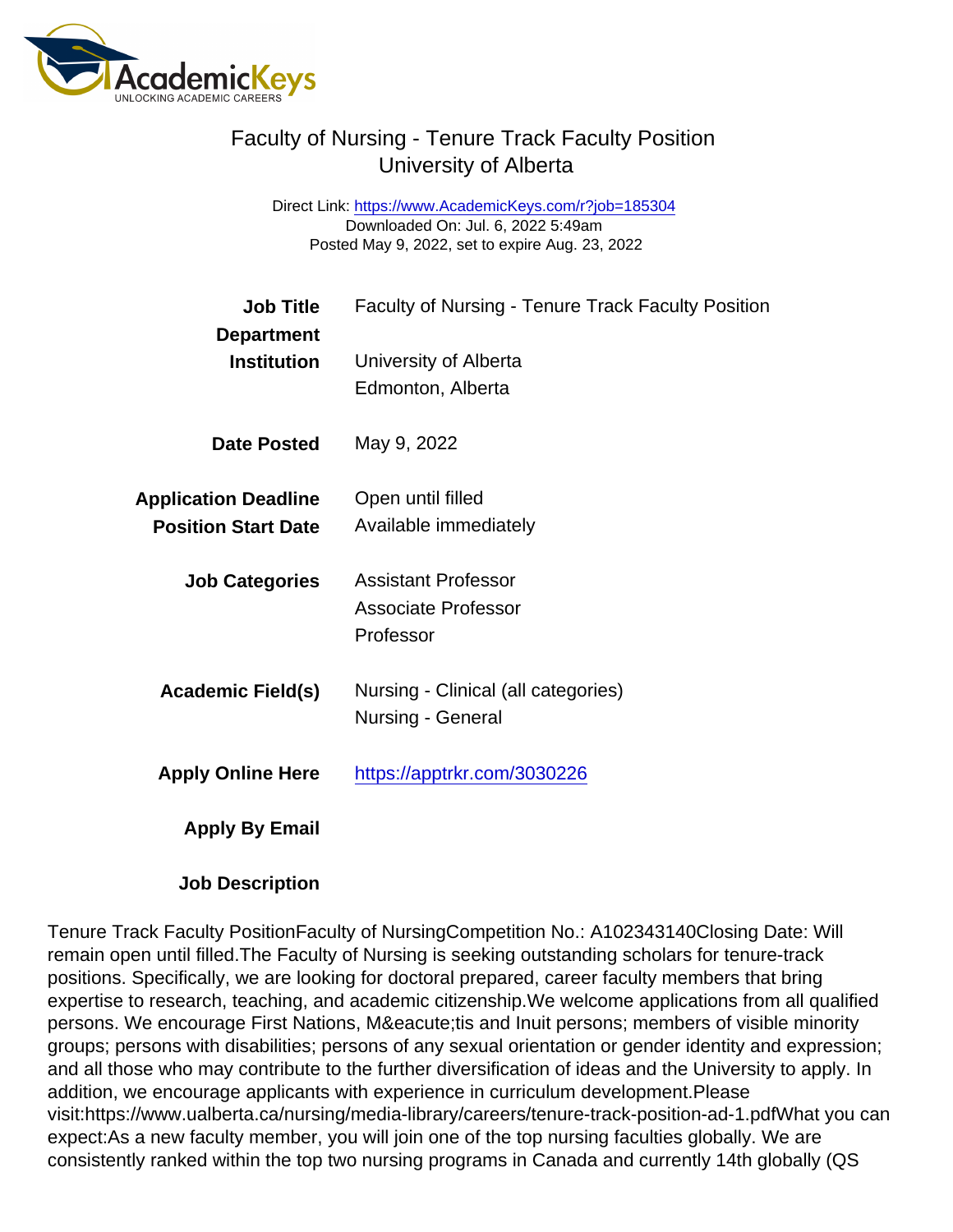# Faculty of Nursing - Tenure Track Faculty Position
## University of Alberta

Direct Link: https://www.AcademicKeys.com/r?job=185304
Downloaded On: Jul. 6, 2022 5:49am
Posted May 9, 2022, set to expire Aug. 23, 2022

| | |
|---|---|
| **Job Title** | Faculty of Nursing - Tenure Track Faculty Position |
| **Department** | |
| **Institution** | University of Alberta<br>Edmonton, Alberta |
| **Date Posted** | May 9, 2022 |
| **Application Deadline** | Open until filled |
| **Position Start Date** | Available immediately |
| **Job Categories** | Assistant Professor<br>Associate Professor<br>Professor |
| **Academic Field(s)** | Nursing - Clinical (all categories)<br>Nursing - General |
| **Apply Online Here** | https://apptrkr.com/3030226 |
| **Apply By Email** | |

**Job Description**

Tenure Track Faculty PositionFaculty of NursingCompetition No.: A102343140Closing Date: Will remain open until filled.The Faculty of Nursing is seeking outstanding scholars for tenure-track positions. Specifically, we are looking for doctoral prepared, career faculty members that bring expertise to research, teaching, and academic citizenship.We welcome applications from all qualified persons. We encourage First Nations, M&eacute;tis and Inuit persons; members of visible minority groups; persons with disabilities; persons of any sexual orientation or gender identity and expression; and all those who may contribute to the further diversification of ideas and the University to apply. In addition, we encourage applicants with experience in curriculum development.Please visit:https://www.ualberta.ca/nursing/media-library/careers/tenure-track-position-ad-1.pdfWhat you can expect:As a new faculty member, you will join one of the top nursing faculties globally. We are consistently ranked within the top two nursing programs in Canada and currently 14th globally (QS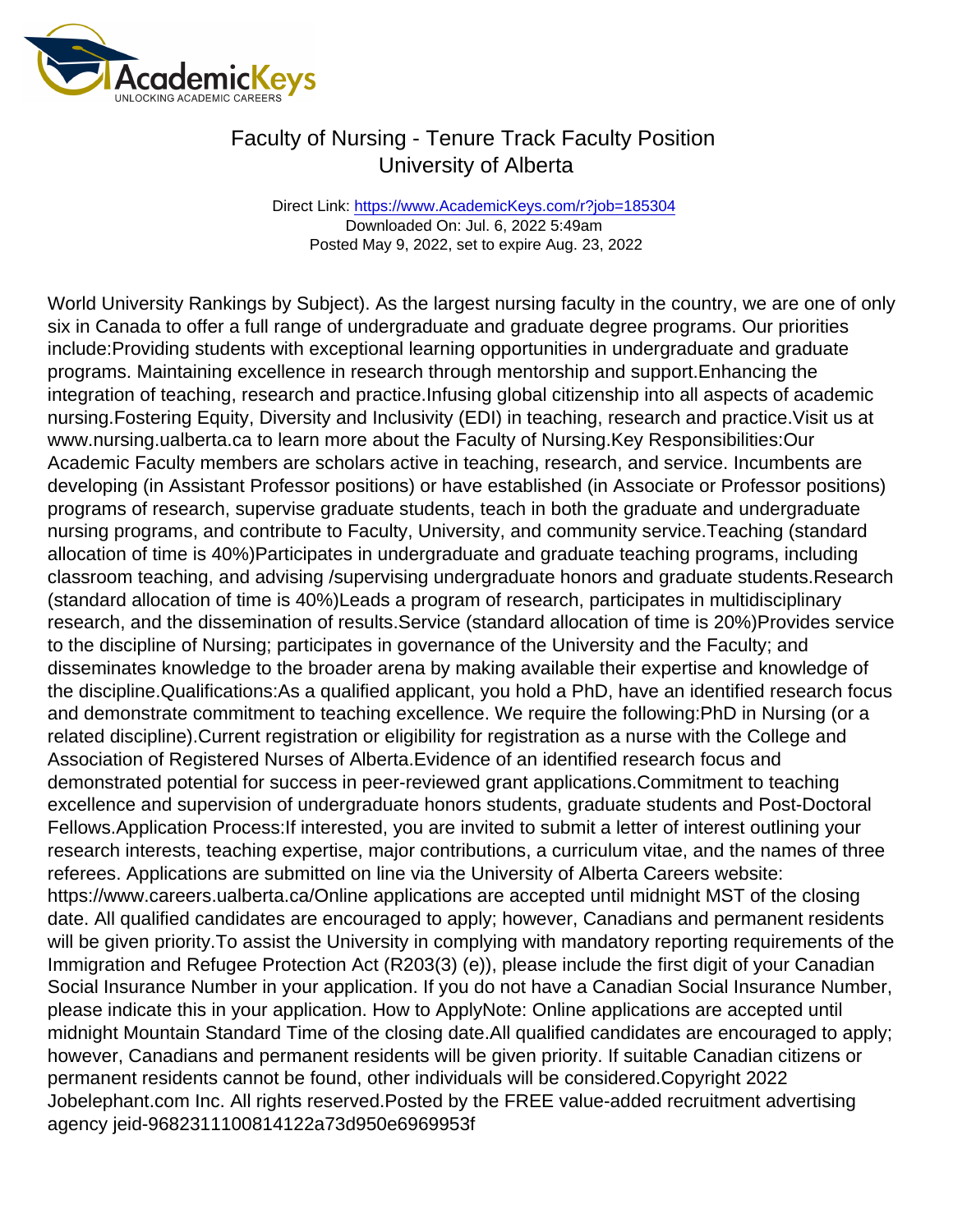# Faculty of Nursing - Tenure Track Faculty Position
## University of Alberta

Direct Link: https://www.AcademicKeys.com/r?job=185304
Downloaded On: Jul. 6, 2022 5:49am
Posted May 9, 2022, set to expire Aug. 23, 2022

World University Rankings by Subject). As the largest nursing faculty in the country, we are one of only six in Canada to offer a full range of undergraduate and graduate degree programs. Our priorities include:Providing students with exceptional learning opportunities in undergraduate and graduate programs. Maintaining excellence in research through mentorship and support.Enhancing the integration of teaching, research and practice.Infusing global citizenship into all aspects of academic nursing.Fostering Equity, Diversity and Inclusivity (EDI) in teaching, research and practice.Visit us at www.nursing.ualberta.ca to learn more about the Faculty of Nursing.Key Responsibilities:Our Academic Faculty members are scholars active in teaching, research, and service. Incumbents are developing (in Assistant Professor positions) or have established (in Associate or Professor positions) programs of research, supervise graduate students, teach in both the graduate and undergraduate nursing programs, and contribute to Faculty, University, and community service.Teaching (standard allocation of time is 40%)Participates in undergraduate and graduate teaching programs, including classroom teaching, and advising /supervising undergraduate honors and graduate students.Research (standard allocation of time is 40%)Leads a program of research, participates in multidisciplinary research, and the dissemination of results.Service (standard allocation of time is 20%)Provides service to the discipline of Nursing; participates in governance of the University and the Faculty; and disseminates knowledge to the broader arena by making available their expertise and knowledge of the discipline.Qualifications:As a qualified applicant, you hold a PhD, have an identified research focus and demonstrate commitment to teaching excellence. We require the following:PhD in Nursing (or a related discipline).Current registration or eligibility for registration as a nurse with the College and Association of Registered Nurses of Alberta.Evidence of an identified research focus and demonstrated potential for success in peer-reviewed grant applications.Commitment to teaching excellence and supervision of undergraduate honors students, graduate students and Post-Doctoral Fellows.Application Process:If interested, you are invited to submit a letter of interest outlining your research interests, teaching expertise, major contributions, a curriculum vitae, and the names of three referees. Applications are submitted on line via the University of Alberta Careers website: https://www.careers.ualberta.ca/Online applications are accepted until midnight MST of the closing date. All qualified candidates are encouraged to apply; however, Canadians and permanent residents will be given priority.To assist the University in complying with mandatory reporting requirements of the Immigration and Refugee Protection Act (R203(3) (e)), please include the first digit of your Canadian Social Insurance Number in your application. If you do not have a Canadian Social Insurance Number, please indicate this in your application. How to ApplyNote: Online applications are accepted until midnight Mountain Standard Time of the closing date.All qualified candidates are encouraged to apply; however, Canadians and permanent residents will be given priority. If suitable Canadian citizens or permanent residents cannot be found, other individuals will be considered.Copyright 2022 Jobelephant.com Inc. All rights reserved.Posted by the FREE value-added recruitment advertising agency jeid-9682311100814122a73d950e6969953f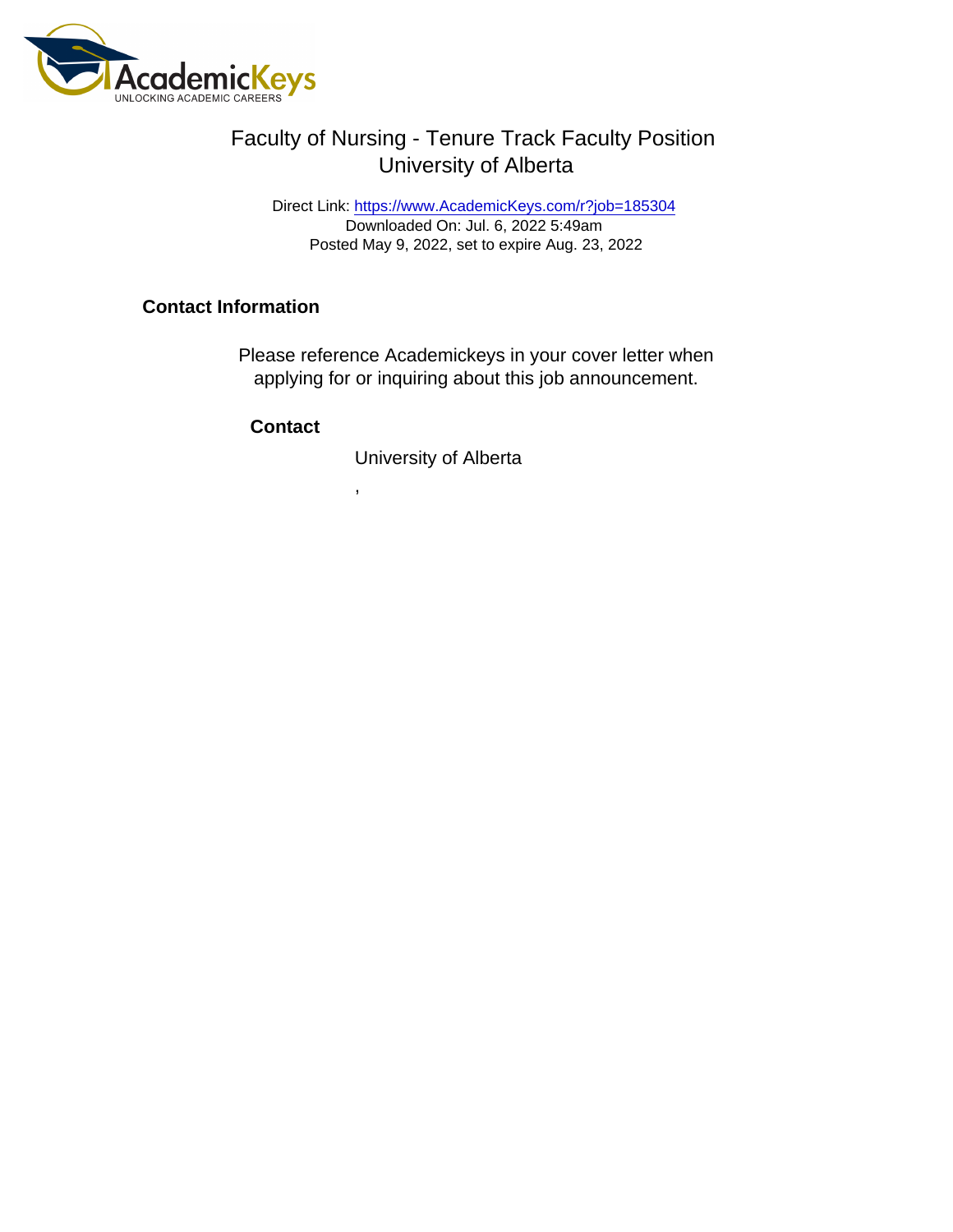# Faculty of Nursing - Tenure Track Faculty Position
## University of Alberta

Direct Link: https://www.AcademicKeys.com/r?job=185304
Downloaded On: Jul. 6, 2022 5:49am
Posted May 9, 2022, set to expire Aug. 23, 2022

### Contact Information

Please reference Academickeys in your cover letter when applying for or inquiring about this job announcement.

**Contact**

University of Alberta

,